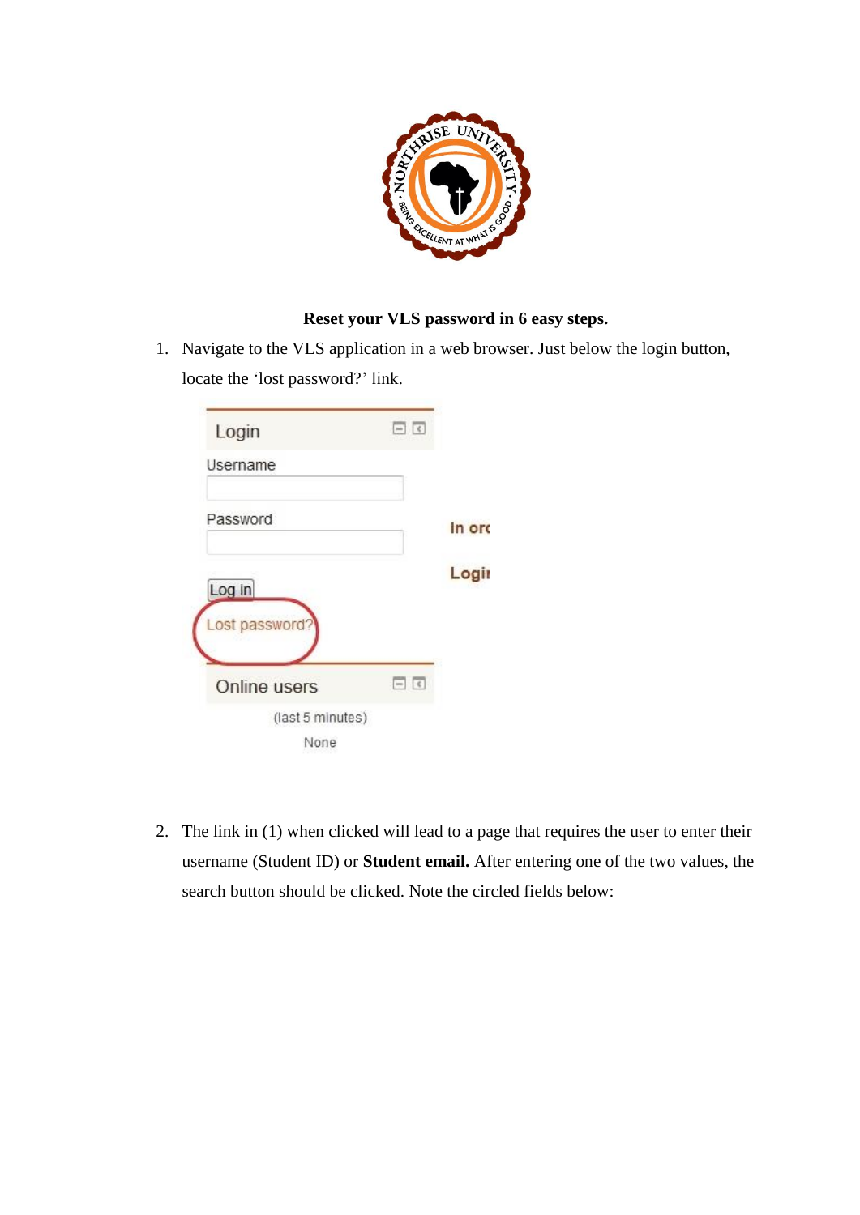**Reset your VLS password in 6 easy steps.**

1. Navigate to the VLS application in a web browser. Just below the login button, locate the 'lost password?' link.

2. The link in (1) when clicked will lead to a page that requires the user to enter their username (Student ID) or **Student email.** After entering one of the two values, the search button should be clicked. Note the circled fields below: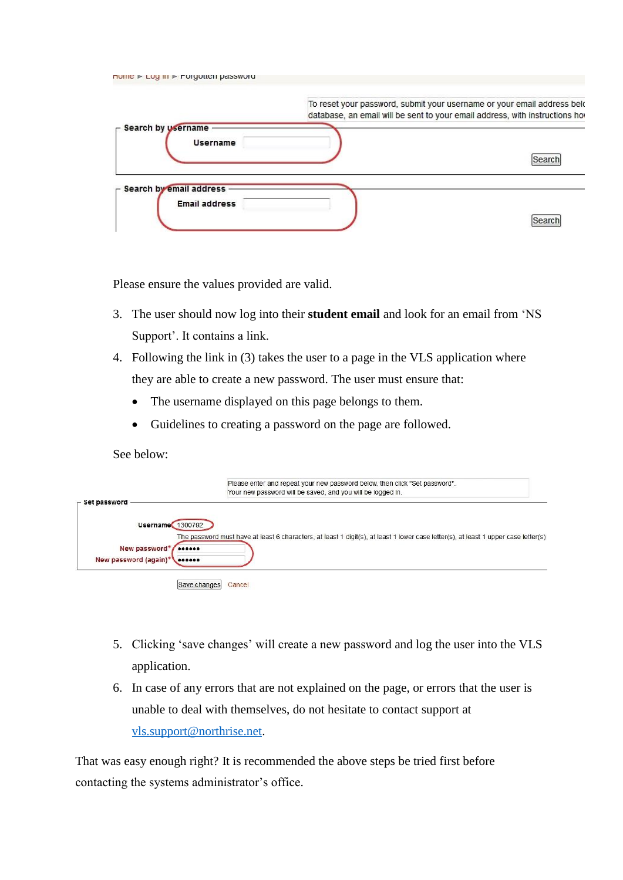Home ► Log in ► Forgotten password

To reset your password, submit your username or your email address below. If we can find you in the database, an email will be sent to your email address, with instructions how

Search by username

Username

Search

Search by email address

Email address

Search

Please ensure the values provided are valid.

3. The user should now log into their **student email** and look for an email from 'NS Support'. It contains a link.
4. Following the link in (3) takes the user to a page in the VLS application where they are able to create a new password. The user must ensure that:
   - The username displayed on this page belongs to them.
   - Guidelines to creating a password on the page are followed.

See below:

Please enter and repeat your new password below, then click "Set password".
Your new password will be saved, and you will be logged in.

Set password

Username 1300792

The password must have at least 6 characters, at least 1 digit(s), at least 1 lower case letter(s), at least 1 upper case letter(s)

New password* ••••••

New password (again)* ••••••

Save changes Cancel

5. Clicking 'save changes' will create a new password and log the user into the VLS application.
6. In case of any errors that are not explained on the page, or errors that the user is unable to deal with themselves, do not hesitate to contact support at [vls.support@northrise.net](mailto:vls.support@northrise.net).

That was easy enough right? It is recommended the above steps be tried first before contacting the systems administrator's office.